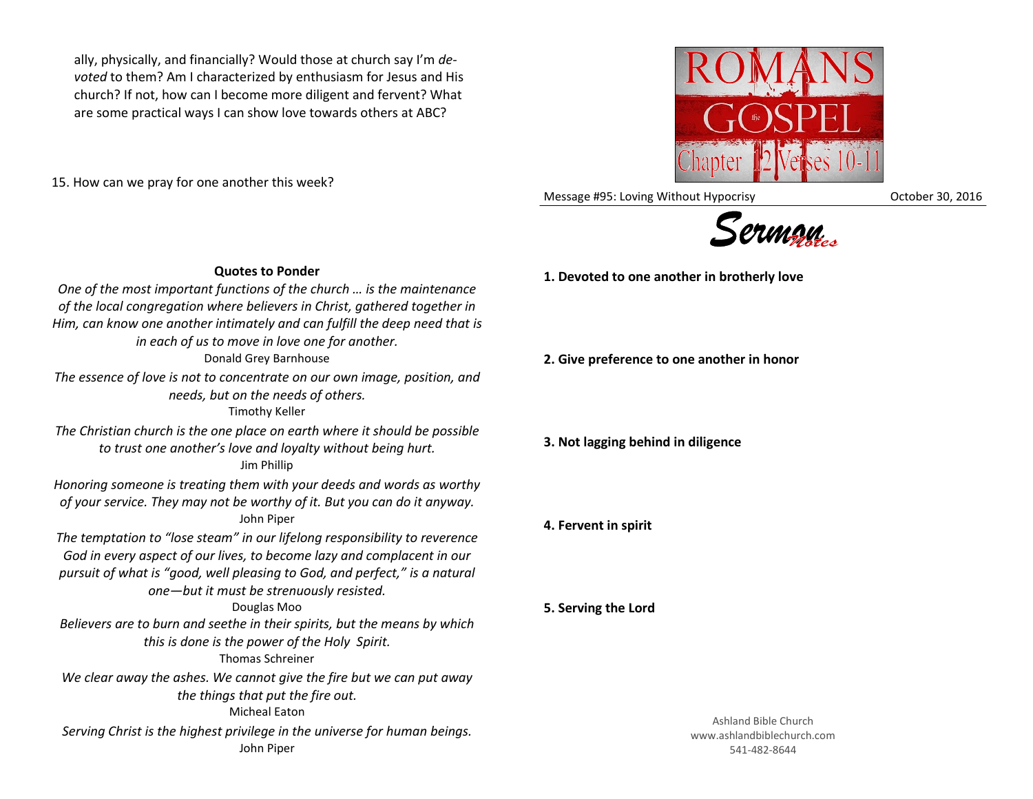ally, physically, and financially? Would those at church say I'm *devoted* to them? Am I characterized by enthusiasm for Jesus and His church? If not, how can I become more diligent and fervent? What are some practical ways I can show love towards others at ABC?

15. How can we pray for one another this week?

**Quotes to Ponder**

*One of the most important functions of the church … is the maintenance of the local congregation where believers in Christ, gathered together in Him, can know one another intimately and can fulfill the deep need that is in each of us to move in love one for another.*
Donald Grey Barnhouse

*The essence of love is not to concentrate on our own image, position, and needs, but on the needs of others.*
Timothy Keller

*The Christian church is the one place on earth where it should be possible to trust one another's love and loyalty without being hurt.*
Jim Phillip

*Honoring someone is treating them with your deeds and words as worthy of your service. They may not be worthy of it. But you can do it anyway.*
John Piper

*The temptation to "lose steam" in our lifelong responsibility to reverence God in every aspect of our lives, to become lazy and complacent in our pursuit of what is "good, well pleasing to God, and perfect," is a natural one—but it must be strenuously resisted.*
Douglas Moo

*Believers are to burn and seethe in their spirits, but the means by which this is done is the power of the Holy Spirit.*
Thomas Schreiner

*We clear away the ashes. We cannot give the fire but we can put away the things that put the fire out.*
Micheal Eaton

*Serving Christ is the highest privilege in the universe for human beings.*
John Piper

ROMANS the GOSPEL Chapter 12 Verses 10-11

Message #95: Loving Without Hypocrisy — October 30, 2016

# Sermon Notes

**1. Devoted to one another in brotherly love**

**2. Give preference to one another in honor**

**3. Not lagging behind in diligence**

**4. Fervent in spirit**

**5. Serving the Lord**

Ashland Bible Church
www.ashlandbiblechurch.com
541-482-8644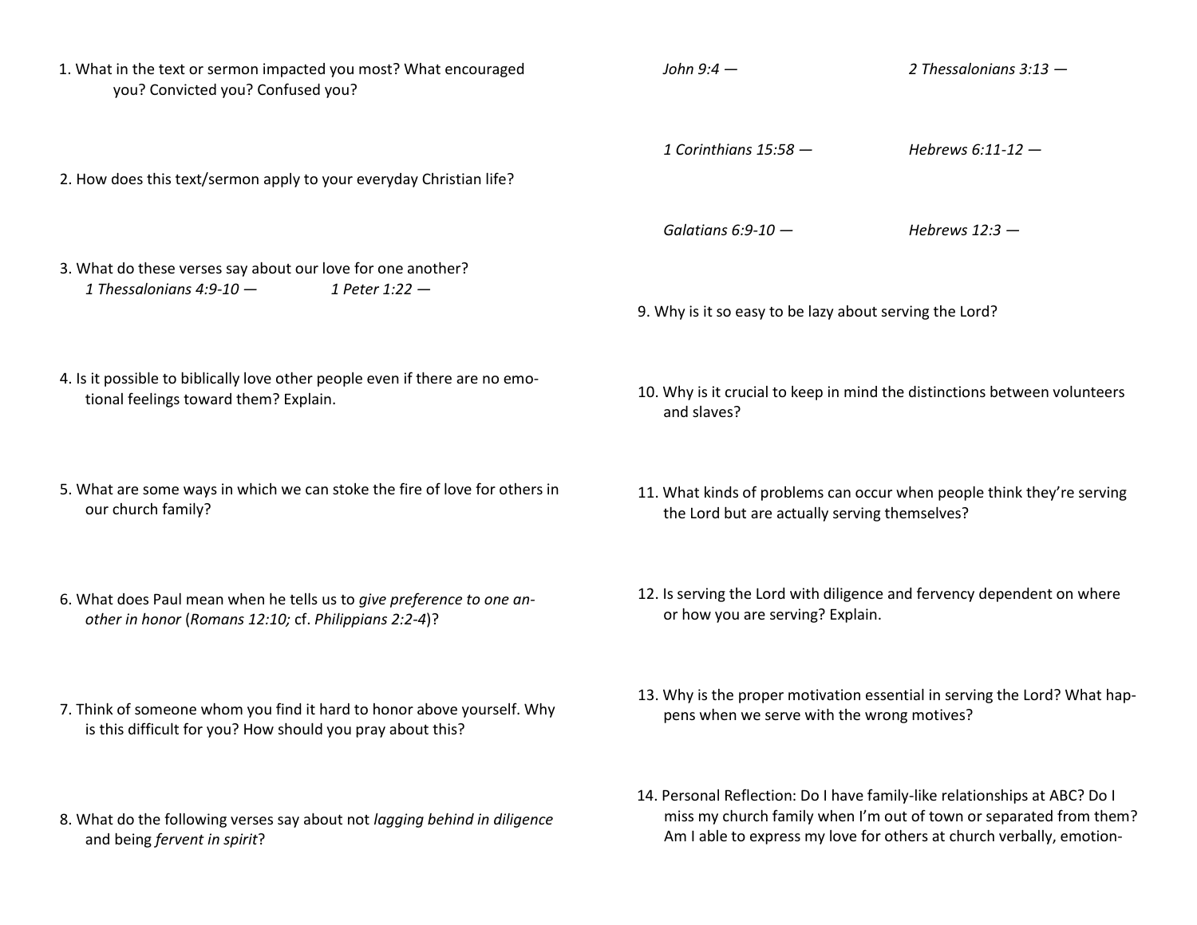1. What in the text or sermon impacted you most? What encouraged you? Convicted you? Confused you?

2. How does this text/sermon apply to your everyday Christian life?

3. What do these verses say about our love for one another?
   *1 Thessalonians 4:9-10 —*
   *1 Peter 1:22 —*

4. Is it possible to biblically love other people even if there are no emotional feelings toward them? Explain.

5. What are some ways in which we can stoke the fire of love for others in our church family?

6. What does Paul mean when he tells us to *give preference to one another in honor* (*Romans 12:10;* cf. *Philippians 2:2-4*)?

7. Think of someone whom you find it hard to honor above yourself. Why is this difficult for you? How should you pray about this?

8. What do the following verses say about not *lagging behind in diligence* and being *fervent in spirit*?
   *John 9:4 —*
   *2 Thessalonians 3:13 —*
   *1 Corinthians 15:58 —*
   *Hebrews 6:11-12 —*
   *Galatians 6:9-10 —*
   *Hebrews 12:3 —*

9. Why is it so easy to be lazy about serving the Lord?

10. Why is it crucial to keep in mind the distinctions between volunteers and slaves?

11. What kinds of problems can occur when people think they're serving the Lord but are actually serving themselves?

12. Is serving the Lord with diligence and fervency dependent on where or how you are serving? Explain.

13. Why is the proper motivation essential in serving the Lord? What happens when we serve with the wrong motives?

14. Personal Reflection: Do I have family-like relationships at ABC? Do I miss my church family when I'm out of town or separated from them? Am I able to express my love for others at church verbally, emotion-